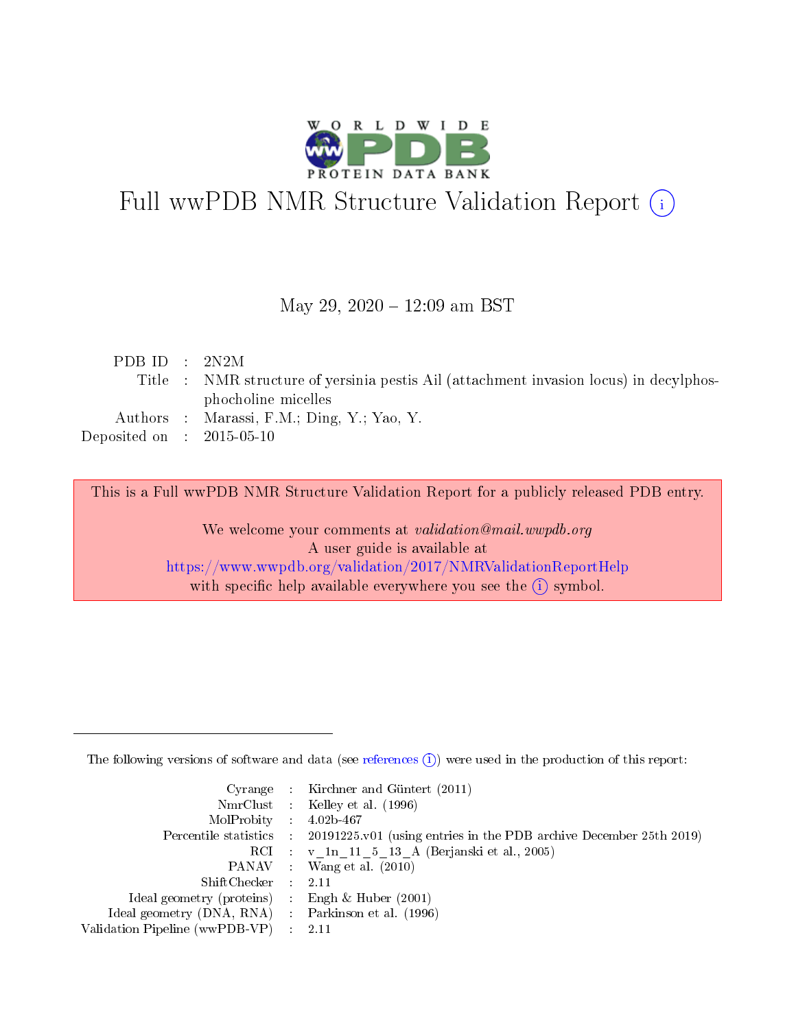# Full wwPDB NMR Structure Validation Report (i)

May 29, 2020 – 12:09 am BST

| | | |
|---|---|---|
| PDB ID | : | 2N2M |
| Title | : | NMR structure of yersinia pestis Ail (attachment invasion locus) in decylphosphocholine micelles |
| Authors | : | Marassi, F.M.; Ding, Y.; Yao, Y. |
| Deposited on | : | 2015-05-10 |

This is a Full wwPDB NMR Structure Validation Report for a publicly released PDB entry.

We welcome your comments at *validation@mail.wwpdb.org*
A user guide is available at
https://www.wwpdb.org/validation/2017/NMRValidationReportHelp
with specific help available everywhere you see the (i) symbol.

---

The following versions of software and data (see references (i)) were used in the production of this report:

| | | |
|---|---|---|
| Cyrange | : | Kirchner and Güntert (2011) |
| NmrClust | : | Kelley et al. (1996) |
| MolProbity | : | 4.02b-467 |
| Percentile statistics | : | 20191225.v01 (using entries in the PDB archive December 25th 2019) |
| RCI | : | v_1n_11_5_13_A (Berjanski et al., 2005) |
| PANAV | : | Wang et al. (2010) |
| ShiftChecker | : | 2.11 |
| Ideal geometry (proteins) | : | Engh & Huber (2001) |
| Ideal geometry (DNA, RNA) | : | Parkinson et al. (1996) |
| Validation Pipeline (wwPDB-VP) | : | 2.11 |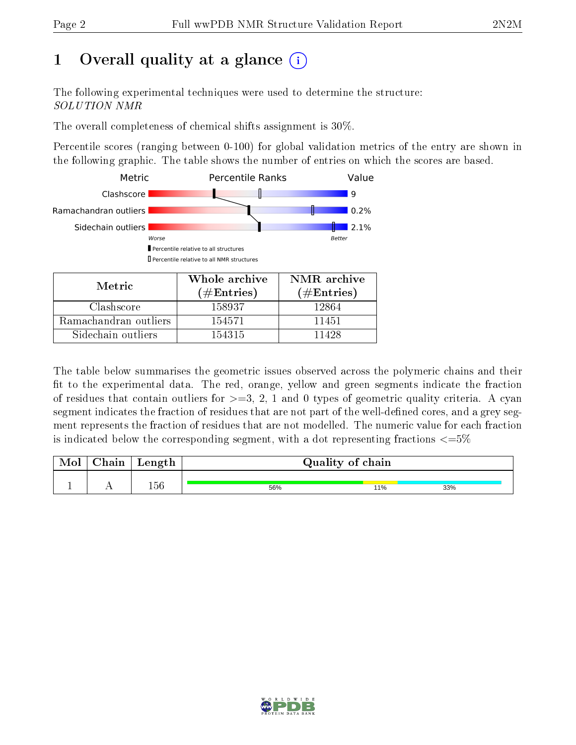# 1 Overall quality at a glance (i)

The following experimental techniques were used to determine the structure:
*SOLUTION NMR*

The overall completeness of chemical shifts assignment is 30%.

Percentile scores (ranging between 0-100) for global validation metrics of the entry are shown in the following graphic. The table shows the number of entries on which the scores are based.

| Metric | Value |
|---|---|
| Clashscore | 9 |
| Ramachandran outliers | 0.2% |
| Sidechain outliers | 2.1% |

Worse — Better

▮ Percentile relative to all structures
▯ Percentile relative to all NMR structures

| Metric | Whole archive (#Entries) | NMR archive (#Entries) |
|---|---|---|
| Clashscore | 158937 | 12864 |
| Ramachandran outliers | 154571 | 11451 |
| Sidechain outliers | 154315 | 11428 |

The table below summarises the geometric issues observed across the polymeric chains and their fit to the experimental data. The red, orange, yellow and green segments indicate the fraction of residues that contain outliers for >=3, 2, 1 and 0 types of geometric quality criteria. A cyan segment indicates the fraction of residues that are not part of the well-defined cores, and a grey segment represents the fraction of residues that are not modelled. The numeric value for each fraction is indicated below the corresponding segment, with a dot representing fractions <=5%

| Mol | Chain | Length | Quality of chain |
|---|---|---|---|
| 1 | A | 156 | 56% (green), 11% (yellow), 33% (cyan) |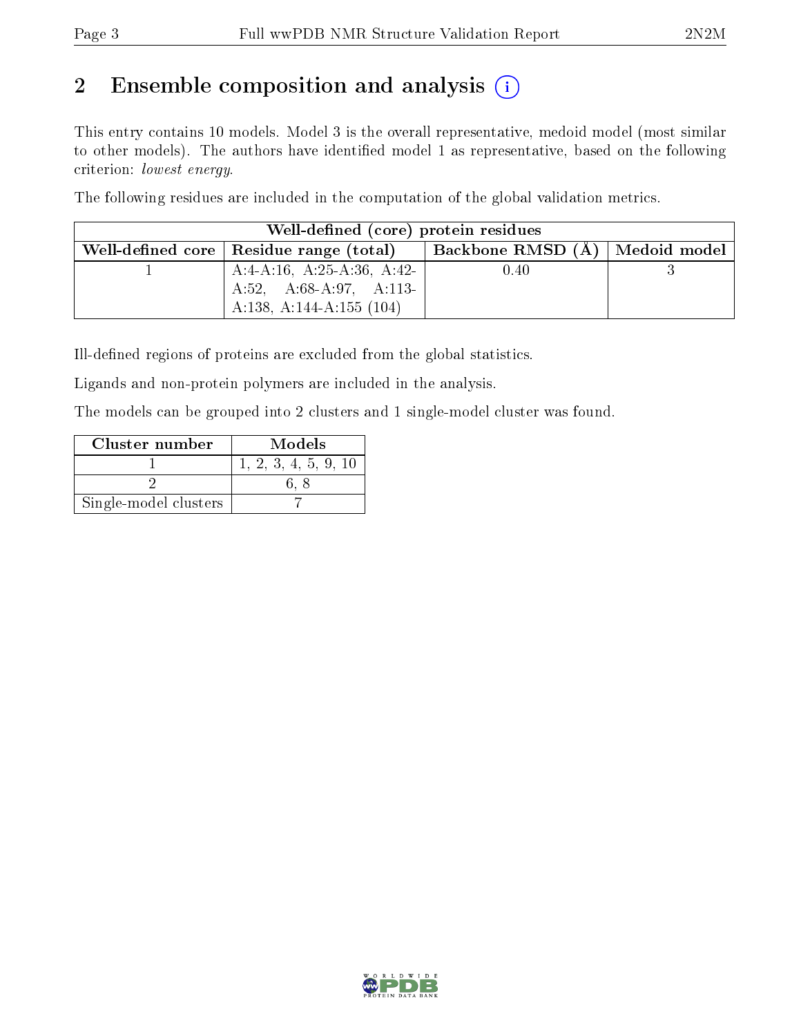## 2 Ensemble composition and analysis

This entry contains 10 models. Model 3 is the overall representative, medoid model (most similar to other models). The authors have identified model 1 as representative, based on the following criterion: *lowest energy*.

The following residues are included in the computation of the global validation metrics.

| Well-defined (core) protein residues | | | |
|---|---|---|---|
| Well-defined core | Residue range (total) | Backbone RMSD (Å) | Medoid model |
| 1 | A:4-A:16, A:25-A:36, A:42-A:52, A:68-A:97, A:113-A:138, A:144-A:155 (104) | 0.40 | 3 |

Ill-defined regions of proteins are excluded from the global statistics.

Ligands and non-protein polymers are included in the analysis.

The models can be grouped into 2 clusters and 1 single-model cluster was found.

| Cluster number | Models |
|---|---|
| 1 | 1, 2, 3, 4, 5, 9, 10 |
| 2 | 6, 8 |
| Single-model clusters | 7 |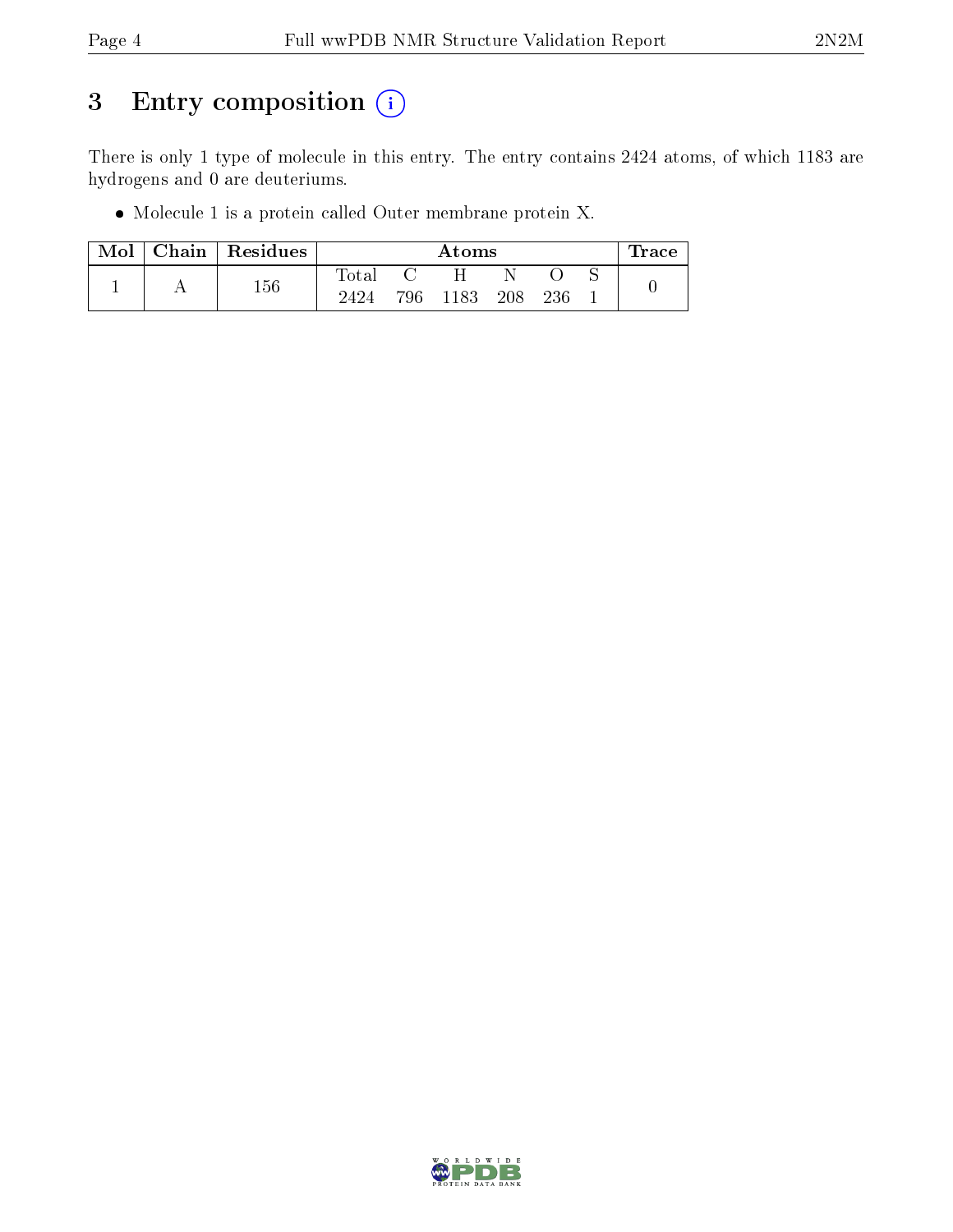# 3 Entry composition (i)

There is only 1 type of molecule in this entry. The entry contains 2424 atoms, of which 1183 are hydrogens and 0 are deuteriums.

- Molecule 1 is a protein called Outer membrane protein X.

| Mol | Chain | Residues | Atoms | | | | | | Trace |
|---|---|---|---|---|---|---|---|---|---|
| | | | Total | C | H | N | O | S | |
| 1 | A | 156 | 2424 | 796 | 1183 | 208 | 236 | 1 | 0 |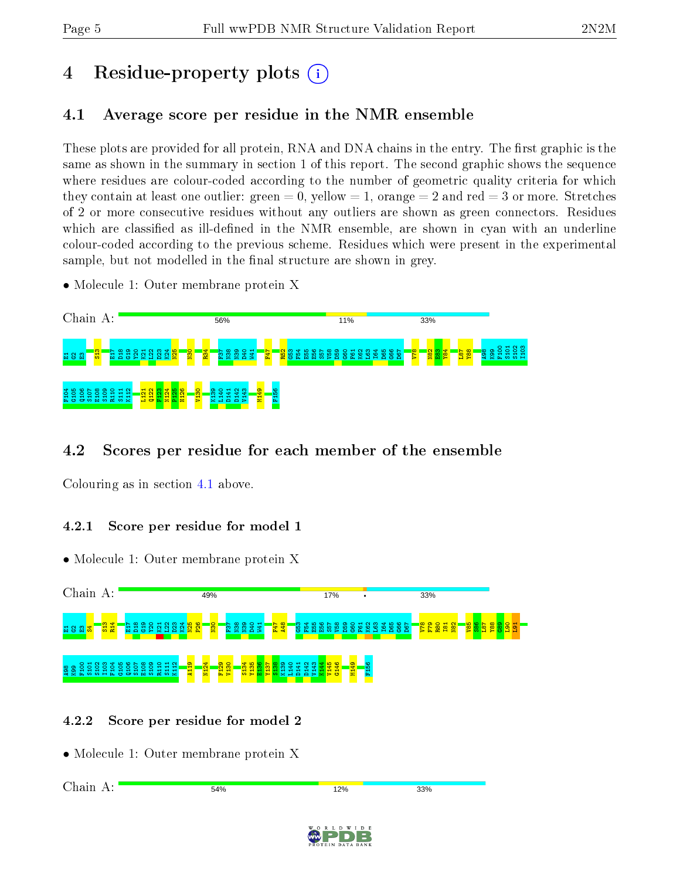# 4 Residue-property plots

## 4.1 Average score per residue in the NMR ensemble

These plots are provided for all protein, RNA and DNA chains in the entry. The first graphic is the same as shown in the summary in section 1 of this report. The second graphic shows the sequence where residues are colour-coded according to the number of geometric quality criteria for which they contain at least one outlier: green = 0, yellow = 1, orange = 2 and red = 3 or more. Stretches of 2 or more consecutive residues without any outliers are shown as green connectors. Residues which are classified as ill-defined in the NMR ensemble, are shown in cyan with an underline colour-coded according to the previous scheme. Residues which were present in the experimental sample, but not modelled in the final structure are shown in grey.

- Molecule 1: Outer membrane protein X

Chain A: 56% 11% 33%

E1 Q2 E3 S13 E17 D18 G19 Y20 K21 L22 D23 K24 N25 N30 R34 F37 N38 N39 D40 W41 F47 R52 G53 F54 E55 S56 S57 V58 D59 G60 F61 K62 L63 I64 D65 G66 D67 V78 N82 E83 Y84 L87 Y88 A98 K99 F100 S101 S102 I103 F104 G105 Q106 S107 E108 S109 R110 S111 K112 L121 Q122 F123 N124 F125 H126 V130 K139 L140 D141 D142 V143 M149 F156

## 4.2 Scores per residue for each member of the ensemble

Colouring as in section 4.1 above.

### 4.2.1 Score per residue for model 1

- Molecule 1: Outer membrane protein X

Chain A: 49% 17% • 33%

E1 Q2 E3 S4 S13 R14 E17 D18 G19 Y20 K21 L22 D23 K24 N25 F26 N30 F37 N38 N39 D40 W41 F47 A48 G53 F54 E55 S56 S57 V58 D59 G60 F61 K62 L63 I64 D65 G66 D67 V78 F79 R80 I81 N82 V85 S86 L87 Y88 G89 L90 L91 A98 K99 F100 S101 S102 I103 F104 G105 Q106 S107 E108 S109 R110 S111 K112 A119 N124 F129 V130 S134 Y135 E136 Y137 S138 K139 L140 D141 D142 V143 K144 V145 G146 M149 F156

### 4.2.2 Score per residue for model 2

- Molecule 1: Outer membrane protein X

Chain A: 54% 12% 33%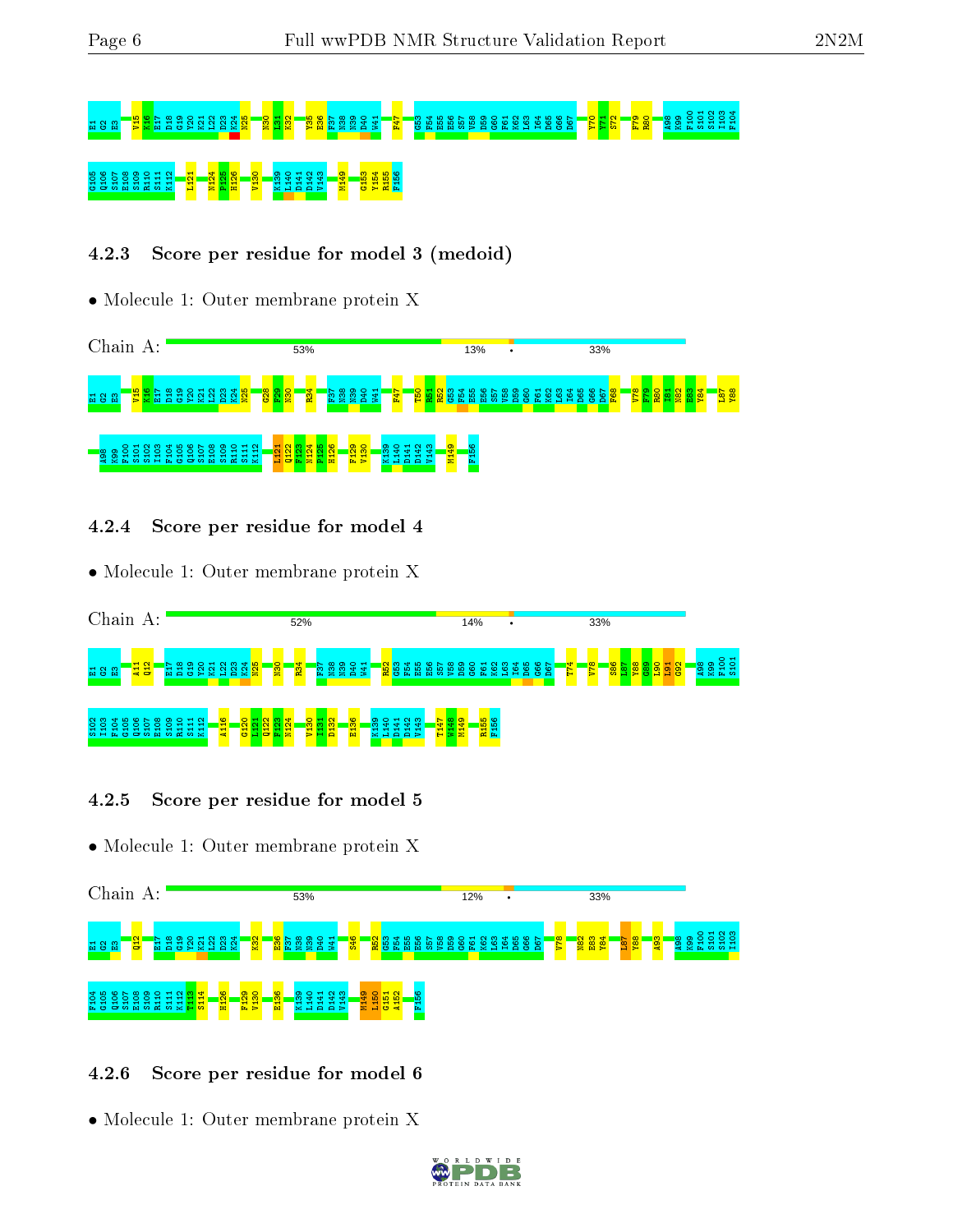E1 G2 E3 V15 K16 E17 D18 G19 Y20 K21 L22 D23 K24 N25 N30 L31 K32 Y35 E36 F37 N38 N39 D40 W41 F47 G53 F54 E55 E56 S57 V58 D59 G60 F61 K62 L63 I64 D65 G66 D67 Y70 Y71 S72 F79 R80 A98 K99 F100 S101 S102 I103 F104

G105 Q106 S107 E108 S109 R110 S111 K112 L121 N124 F125 H126 V130 K139 L140 D141 D142 V143 M149 G153 Y154 R155 F156

### 4.2.3 Score per residue for model 3 (medoid)

- Molecule 1: Outer membrane protein X

Chain A: 53% 13% • 33%

E1 G2 E3 V15 K16 E17 D18 G19 Y20 K21 L22 D23 K24 N25 G28 F29 N30 R34 F37 N38 N39 D40 W41 F47 T50 R51 R52 G53 F54 E55 E56 S57 V58 D59 G60 F61 K62 L63 I64 D65 G66 D67 F68 V78 F79 R80 K81 N82 E83 Y84 L87 Y88

A98 K99 F100 S101 S102 I103 F104 G105 Q106 S107 E108 S109 R110 S111 K112 L121 Q122 F123 N124 F125 H126 F129 V130 K139 L140 D141 D142 V143 M149 F156

### 4.2.4 Score per residue for model 4

- Molecule 1: Outer membrane protein X

Chain A: 52% 14% • 33%

E1 G2 E3 A11 Q12 E17 D18 G19 Y20 K21 L22 D23 K24 N25 N30 R34 F37 N38 N39 D40 W41 R52 G53 F54 E55 E56 S57 V58 D59 G60 F61 K62 L63 I64 D65 G66 D67 T74 V78 S86 L87 Y88 G89 I90 L91 G92 A98 K99 F100 S101

S102 I103 F104 G105 Q106 S107 E108 S109 R110 S111 K112 A116 G120 L121 Q122 F123 N124 V130 I131 D132 E136 K139 L140 D141 D142 V143 T147 W148 M149 R155 F156

### 4.2.5 Score per residue for model 5

- Molecule 1: Outer membrane protein X

Chain A: 53% 12% • 33%

E1 G2 E3 Q12 E17 D18 G19 Y20 K21 L22 D23 K24 K32 E36 F37 N38 N39 D40 W41 S46 R52 G53 F54 E55 E56 S57 V58 D59 G60 F61 K62 L63 I64 D65 G66 D67 V78 N82 E83 Y84 L87 Y88 A93 A98 K99 F100 S101 S102 I103

F104 G105 Q106 S107 E108 S109 R110 S111 K112 T113 S114 H126 F129 V130 E136 K139 L140 D141 D142 V143 M149 L150 G151 A152 F156

### 4.2.6 Score per residue for model 6

- Molecule 1: Outer membrane protein X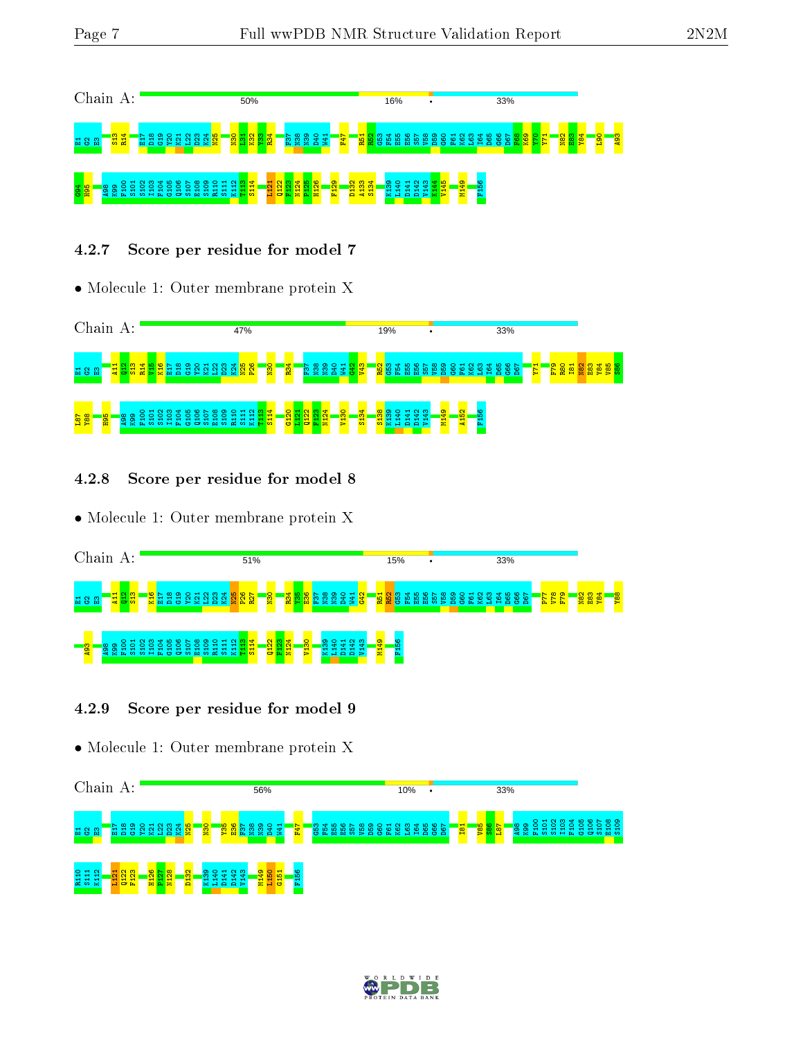Chain A: 50% 16% • 33%

E1 G2 E3 S13 R14 E17 D18 G19 Y20 K21 L22 D23 K24 N25 N30 L31 K32 V33 R34 F37 N38 N39 D40 W41 F47 R51 R52 G53 F54 E55 E56 S57 V58 D59 G60 F61 K62 L63 I64 D65 G66 D67 F68 K69 Y70 Y71 N82 E83 Y84 L90 A93 G94 H95 A98 K99 F100 S101 S102 I103 F104 G105 Q106 S107 E108 S109 R110 S111 K112 T113 S114 L121 Q122 F123 N124 P125 H126 F129 D132 A133 S134 K139 L140 D141 D142 V143 K144 V145 M149 F156

### 4.2.7 Score per residue for model 7

- Molecule 1: Outer membrane protein X

Chain A: 47% 19% • 33%

E1 G2 E3 A11 Q12 S13 R14 V15 K16 E17 D18 G19 Y20 K21 L22 D23 K24 N25 P26 N30 R34 F37 N38 N39 D40 W41 G42 V43 R52 G53 F54 E55 E56 S57 V58 D59 G60 F61 K62 L63 I64 D65 G66 D67 Y71 F79 R80 I81 N82 E83 Y84 V85 S86 L87 Y88 H95 A98 K99 F100 S101 S102 I103 F104 G105 Q106 S107 E108 S109 R110 S111 K112 T113 S114 G120 L121 Q122 F123 N124 V130 S134 S138 K139 L140 D141 D142 V143 M149 A152 F156

### 4.2.8 Score per residue for model 8

- Molecule 1: Outer membrane protein X

Chain A: 51% 15% • 33%

E1 G2 E3 A11 Q12 S13 K16 E17 D18 G19 Y20 K21 L22 D23 K24 N25 P26 R27 N30 R34 Y35 E36 F37 N38 N39 D40 W41 G42 R51 R52 G53 F54 E55 E56 S57 V58 D59 G60 F61 K62 L63 I64 D65 G66 D67 P77 V78 F79 N82 E83 Y84 Y88 A93 A98 K99 F100 S101 S102 I103 F104 G105 Q106 S107 E108 S109 R110 S111 K112 T113 S114 Q122 F123 N124 V130 K139 L140 D141 D142 V143 M149 F156

### 4.2.9 Score per residue for model 9

- Molecule 1: Outer membrane protein X

Chain A: 56% 10% • 33%

E1 G2 E3 E17 D18 G19 Y20 K21 L22 D23 K24 N25 N30 Y35 E36 F37 N38 N39 D40 W41 F47 G53 F54 E55 E56 S57 V58 D59 G60 F61 K62 L63 I64 D65 G66 D67 I81 V85 S86 L87 A98 K99 F100 S101 S102 I103 F104 G105 Q106 S107 E108 S109 R110 S111 K112 L121 Q122 F123 H126 P127 N128 D132 K139 L140 D141 D142 V143 M149 L150 G151 F156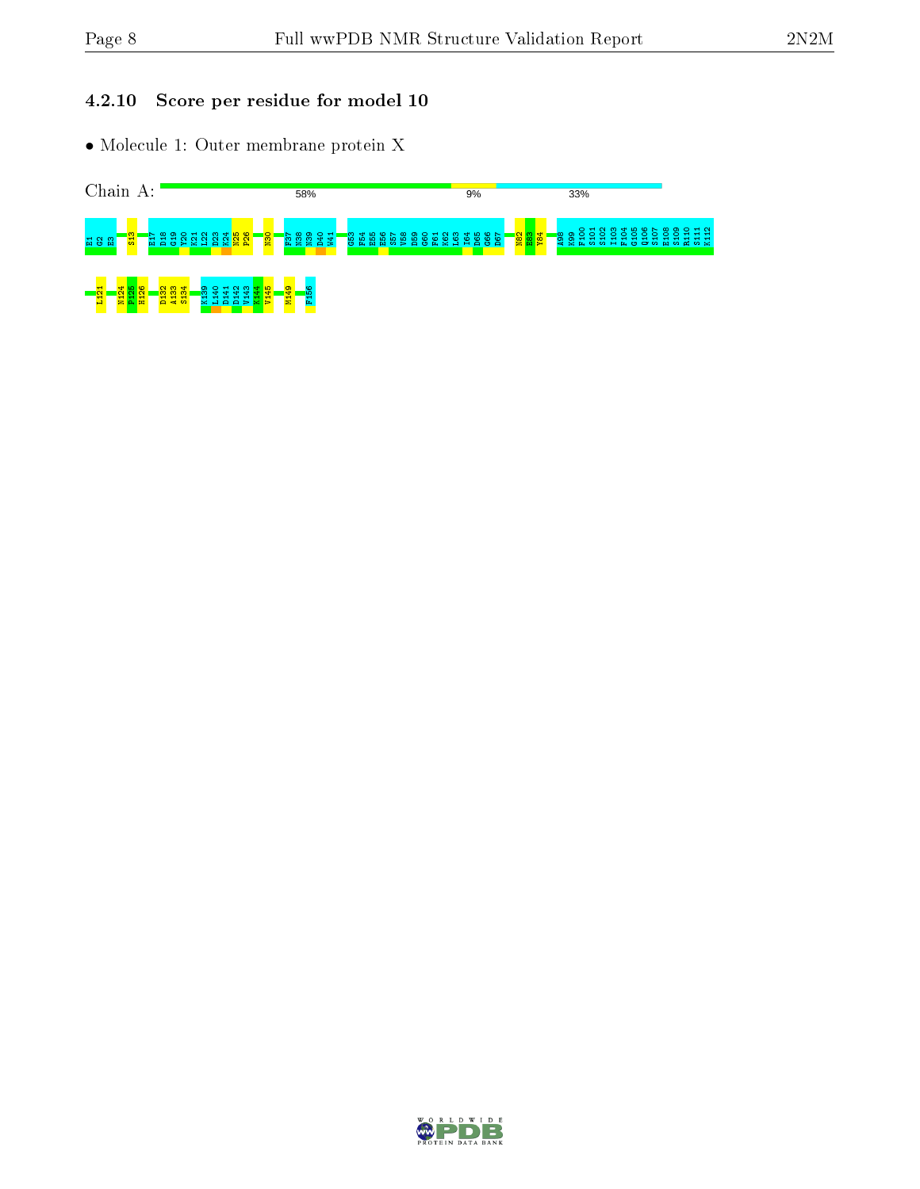### 4.2.10 Score per residue for model 10

- Molecule 1: Outer membrane protein X

Chain A: 58% 9% 33%

E1 G2 E3 S13 E17 D18 G19 Y20 K21 L22 D23 K24 N25 P26 N30 F37 N38 N39 D40 W41 G53 F54 E55 E56 S57 V58 D59 G60 F61 K62 L63 I64 D65 G66 D67 N82 E83 Y84 A98 K99 F100 S101 S102 I103 F104 G105 Q106 S107 E108 S109 R110 S111 K112 L121 N124 F125 H126 D132 A133 S134 K139 L140 D141 D142 V143 K144 V145 M149 F156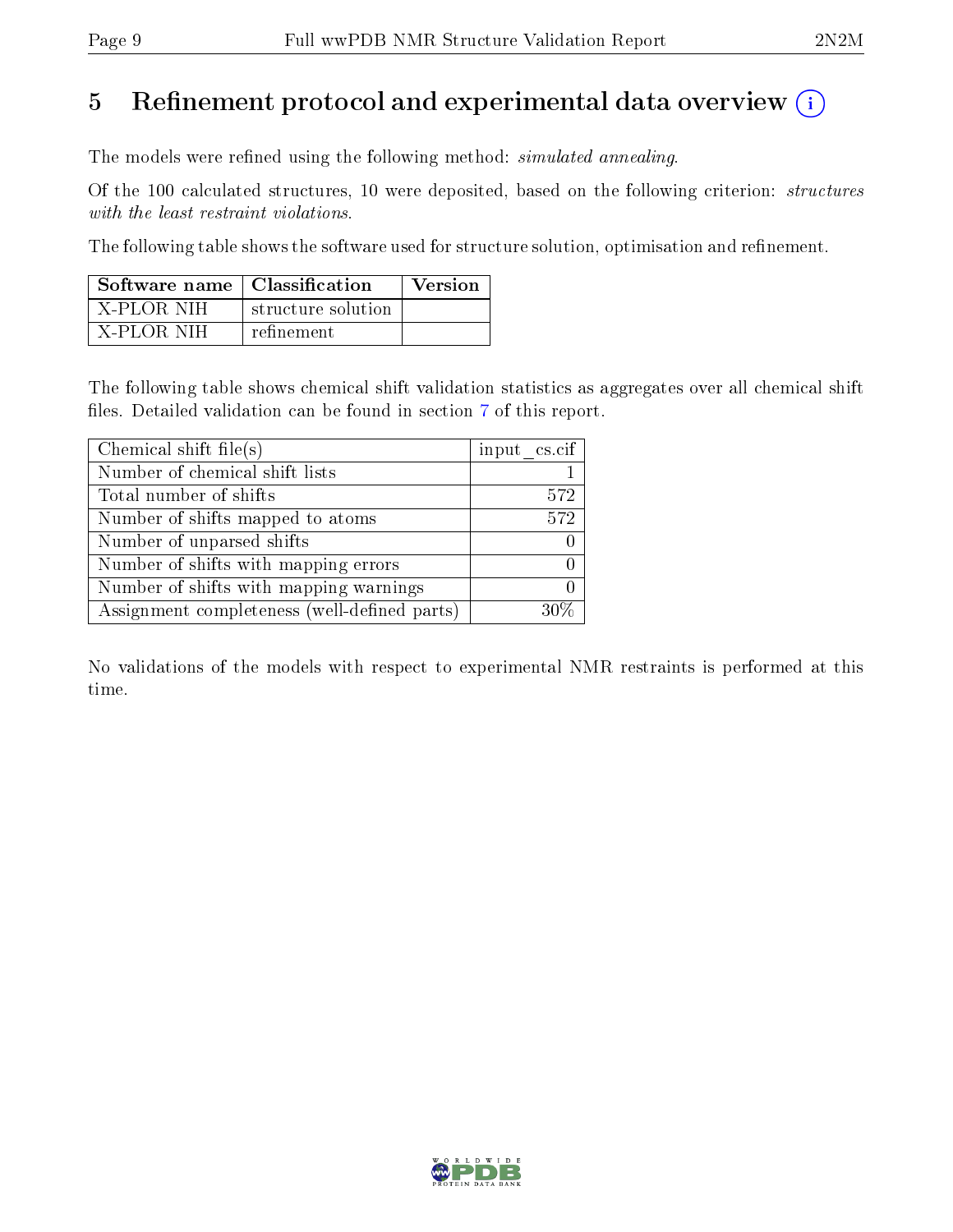# 5 Refinement protocol and experimental data overview

The models were refined using the following method: *simulated annealing*.

Of the 100 calculated structures, 10 were deposited, based on the following criterion: *structures with the least restraint violations*.

The following table shows the software used for structure solution, optimisation and refinement.

| Software name | Classification | Version |
|---|---|---|
| X-PLOR NIH | structure solution | |
| X-PLOR NIH | refinement | |

The following table shows chemical shift validation statistics as aggregates over all chemical shift files. Detailed validation can be found in section 7 of this report.

| Chemical shift file(s) | input_cs.cif |
|---|---|
| Number of chemical shift lists | 1 |
| Total number of shifts | 572 |
| Number of shifts mapped to atoms | 572 |
| Number of unparsed shifts | 0 |
| Number of shifts with mapping errors | 0 |
| Number of shifts with mapping warnings | 0 |
| Assignment completeness (well-defined parts) | 30% |

No validations of the models with respect to experimental NMR restraints is performed at this time.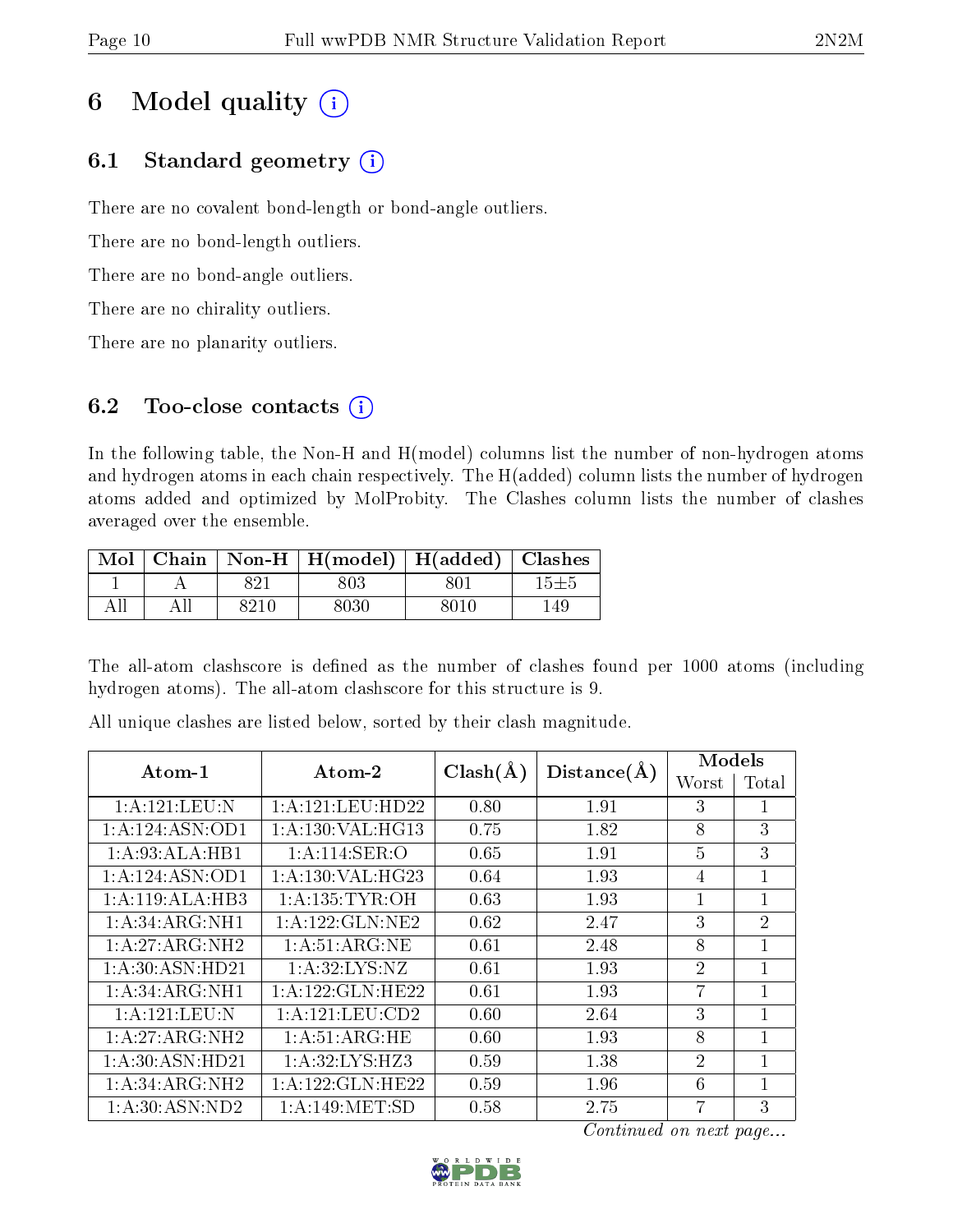# 6 Model quality

## 6.1 Standard geometry

There are no covalent bond-length or bond-angle outliers.

There are no bond-length outliers.

There are no bond-angle outliers.

There are no chirality outliers.

There are no planarity outliers.

## 6.2 Too-close contacts

In the following table, the Non-H and H(model) columns list the number of non-hydrogen atoms and hydrogen atoms in each chain respectively. The H(added) column lists the number of hydrogen atoms added and optimized by MolProbity. The Clashes column lists the number of clashes averaged over the ensemble.

| Mol | Chain | Non-H | H(model) | H(added) | Clashes |
|---|---|---|---|---|---|
| 1 | A | 821 | 803 | 801 | 15±5 |
| All | All | 8210 | 8030 | 8010 | 149 |

The all-atom clashscore is defined as the number of clashes found per 1000 atoms (including hydrogen atoms). The all-atom clashscore for this structure is 9.

All unique clashes are listed below, sorted by their clash magnitude.

| Atom-1 | Atom-2 | Clash(Å) | Distance(Å) | Models | |
|---|---|---|---|---|---|
| | | | | Worst | Total |
| 1:A:121:LEU:N | 1:A:121:LEU:HD22 | 0.80 | 1.91 | 3 | 1 |
| 1:A:124:ASN:OD1 | 1:A:130:VAL:HG13 | 0.75 | 1.82 | 8 | 3 |
| 1:A:93:ALA:HB1 | 1:A:114:SER:O | 0.65 | 1.91 | 5 | 3 |
| 1:A:124:ASN:OD1 | 1:A:130:VAL:HG23 | 0.64 | 1.93 | 4 | 1 |
| 1:A:119:ALA:HB3 | 1:A:135:TYR:OH | 0.63 | 1.93 | 1 | 1 |
| 1:A:34:ARG:NH1 | 1:A:122:GLN:NE2 | 0.62 | 2.47 | 3 | 2 |
| 1:A:27:ARG:NH2 | 1:A:51:ARG:NE | 0.61 | 2.48 | 8 | 1 |
| 1:A:30:ASN:HD21 | 1:A:32:LYS:NZ | 0.61 | 1.93 | 2 | 1 |
| 1:A:34:ARG:NH1 | 1:A:122:GLN:HE22 | 0.61 | 1.93 | 7 | 1 |
| 1:A:121:LEU:N | 1:A:121:LEU:CD2 | 0.60 | 2.64 | 3 | 1 |
| 1:A:27:ARG:NH2 | 1:A:51:ARG:HE | 0.60 | 1.93 | 8 | 1 |
| 1:A:30:ASN:HD21 | 1:A:32:LYS:HZ3 | 0.59 | 1.38 | 2 | 1 |
| 1:A:34:ARG:NH2 | 1:A:122:GLN:HE22 | 0.59 | 1.96 | 6 | 1 |
| 1:A:30:ASN:ND2 | 1:A:149:MET:SD | 0.58 | 2.75 | 7 | 3 |

*Continued on next page...*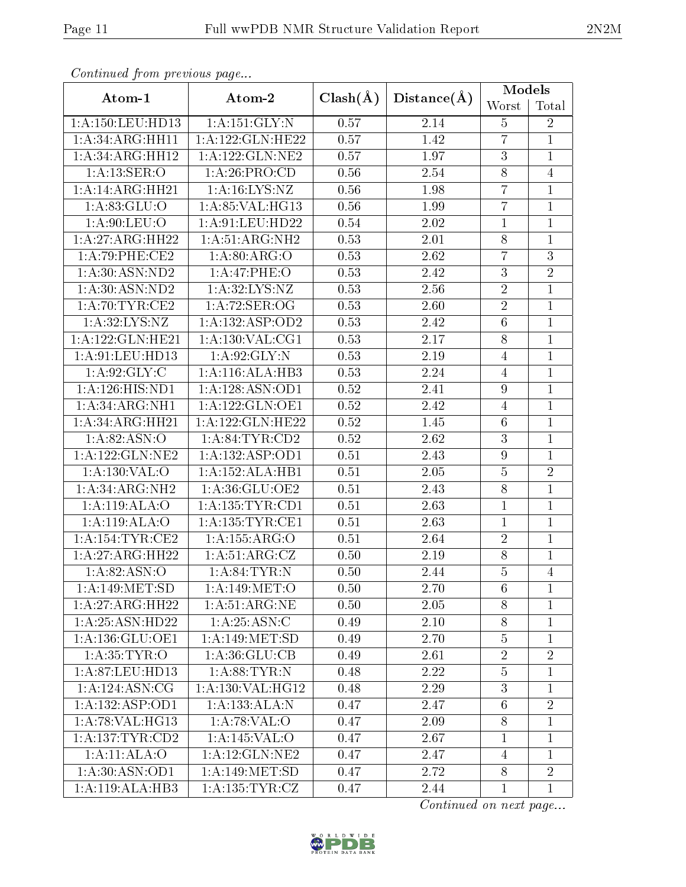*Continued from previous page...*

| Atom-1 | Atom-2 | Clash(Å) | Distance(Å) | Models | |
|---|---|---|---|---|---|
| | | | | Worst | Total |
| 1:A:150:LEU:HD13 | 1:A:151:GLY:N | 0.57 | 2.14 | 5 | 2 |
| 1:A:34:ARG:HH11 | 1:A:122:GLN:HE22 | 0.57 | 1.42 | 7 | 1 |
| 1:A:34:ARG:HH12 | 1:A:122:GLN:NE2 | 0.57 | 1.97 | 3 | 1 |
| 1:A:13:SER:O | 1:A:26:PRO:CD | 0.56 | 2.54 | 8 | 4 |
| 1:A:14:ARG:HH21 | 1:A:16:LYS:NZ | 0.56 | 1.98 | 7 | 1 |
| 1:A:83:GLU:O | 1:A:85:VAL:HG13 | 0.56 | 1.99 | 7 | 1 |
| 1:A:90:LEU:O | 1:A:91:LEU:HD22 | 0.54 | 2.02 | 1 | 1 |
| 1:A:27:ARG:HH22 | 1:A:51:ARG:NH2 | 0.53 | 2.01 | 8 | 1 |
| 1:A:79:PHE:CE2 | 1:A:80:ARG:O | 0.53 | 2.62 | 7 | 3 |
| 1:A:30:ASN:ND2 | 1:A:47:PHE:O | 0.53 | 2.42 | 3 | 2 |
| 1:A:30:ASN:ND2 | 1:A:32:LYS:NZ | 0.53 | 2.56 | 2 | 1 |
| 1:A:70:TYR:CE2 | 1:A:72:SER:OG | 0.53 | 2.60 | 2 | 1 |
| 1:A:32:LYS:NZ | 1:A:132:ASP:OD2 | 0.53 | 2.42 | 6 | 1 |
| 1:A:122:GLN:HE21 | 1:A:130:VAL:CG1 | 0.53 | 2.17 | 8 | 1 |
| 1:A:91:LEU:HD13 | 1:A:92:GLY:N | 0.53 | 2.19 | 4 | 1 |
| 1:A:92:GLY:C | 1:A:116:ALA:HB3 | 0.53 | 2.24 | 4 | 1 |
| 1:A:126:HIS:ND1 | 1:A:128:ASN:OD1 | 0.52 | 2.41 | 9 | 1 |
| 1:A:34:ARG:NH1 | 1:A:122:GLN:OE1 | 0.52 | 2.42 | 4 | 1 |
| 1:A:34:ARG:HH21 | 1:A:122:GLN:HE22 | 0.52 | 1.45 | 6 | 1 |
| 1:A:82:ASN:O | 1:A:84:TYR:CD2 | 0.52 | 2.62 | 3 | 1 |
| 1:A:122:GLN:NE2 | 1:A:132:ASP:OD1 | 0.51 | 2.43 | 9 | 1 |
| 1:A:130:VAL:O | 1:A:152:ALA:HB1 | 0.51 | 2.05 | 5 | 2 |
| 1:A:34:ARG:NH2 | 1:A:36:GLU:OE2 | 0.51 | 2.43 | 8 | 1 |
| 1:A:119:ALA:O | 1:A:135:TYR:CD1 | 0.51 | 2.63 | 1 | 1 |
| 1:A:119:ALA:O | 1:A:135:TYR:CE1 | 0.51 | 2.63 | 1 | 1 |
| 1:A:154:TYR:CE2 | 1:A:155:ARG:O | 0.51 | 2.64 | 2 | 1 |
| 1:A:27:ARG:HH22 | 1:A:51:ARG:CZ | 0.50 | 2.19 | 8 | 1 |
| 1:A:82:ASN:O | 1:A:84:TYR:N | 0.50 | 2.44 | 5 | 4 |
| 1:A:149:MET:SD | 1:A:149:MET:O | 0.50 | 2.70 | 6 | 1 |
| 1:A:27:ARG:HH22 | 1:A:51:ARG:NE | 0.50 | 2.05 | 8 | 1 |
| 1:A:25:ASN:HD22 | 1:A:25:ASN:C | 0.49 | 2.10 | 8 | 1 |
| 1:A:136:GLU:OE1 | 1:A:149:MET:SD | 0.49 | 2.70 | 5 | 1 |
| 1:A:35:TYR:O | 1:A:36:GLU:CB | 0.49 | 2.61 | 2 | 2 |
| 1:A:87:LEU:HD13 | 1:A:88:TYR:N | 0.48 | 2.22 | 5 | 1 |
| 1:A:124:ASN:CG | 1:A:130:VAL:HG12 | 0.48 | 2.29 | 3 | 1 |
| 1:A:132:ASP:OD1 | 1:A:133:ALA:N | 0.47 | 2.47 | 6 | 2 |
| 1:A:78:VAL:HG13 | 1:A:78:VAL:O | 0.47 | 2.09 | 8 | 1 |
| 1:A:137:TYR:CD2 | 1:A:145:VAL:O | 0.47 | 2.67 | 1 | 1 |
| 1:A:11:ALA:O | 1:A:12:GLN:NE2 | 0.47 | 2.47 | 4 | 1 |
| 1:A:30:ASN:OD1 | 1:A:149:MET:SD | 0.47 | 2.72 | 8 | 2 |
| 1:A:119:ALA:HB3 | 1:A:135:TYR:CZ | 0.47 | 2.44 | 1 | 1 |

*Continued on next page...*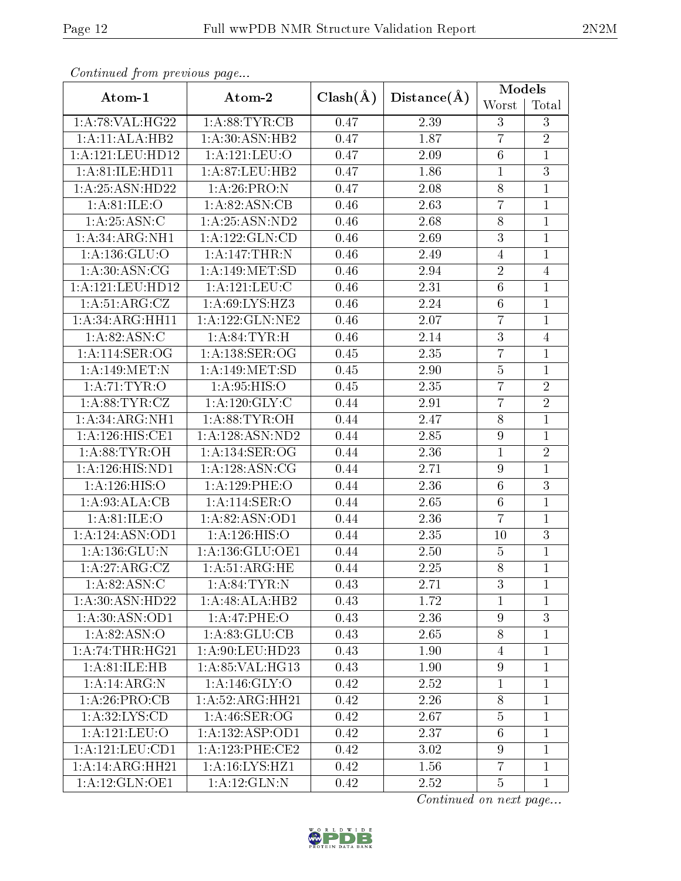*Continued from previous page...*

| Atom-1 | Atom-2 | Clash(Å) | Distance(Å) | Models | |
|---|---|---|---|---|---|
| | | | | Worst | Total |
| 1:A:78:VAL:HG22 | 1:A:88:TYR:CB | 0.47 | 2.39 | 3 | 3 |
| 1:A:11:ALA:HB2 | 1:A:30:ASN:HB2 | 0.47 | 1.87 | 7 | 2 |
| 1:A:121:LEU:HD12 | 1:A:121:LEU:O | 0.47 | 2.09 | 6 | 1 |
| 1:A:81:ILE:HD11 | 1:A:87:LEU:HB2 | 0.47 | 1.86 | 1 | 3 |
| 1:A:25:ASN:HD22 | 1:A:26:PRO:N | 0.47 | 2.08 | 8 | 1 |
| 1:A:81:ILE:O | 1:A:82:ASN:CB | 0.46 | 2.63 | 7 | 1 |
| 1:A:25:ASN:C | 1:A:25:ASN:ND2 | 0.46 | 2.68 | 8 | 1 |
| 1:A:34:ARG:NH1 | 1:A:122:GLN:CD | 0.46 | 2.69 | 3 | 1 |
| 1:A:136:GLU:O | 1:A:147:THR:N | 0.46 | 2.49 | 4 | 1 |
| 1:A:30:ASN:CG | 1:A:149:MET:SD | 0.46 | 2.94 | 2 | 4 |
| 1:A:121:LEU:HD12 | 1:A:121:LEU:C | 0.46 | 2.31 | 6 | 1 |
| 1:A:51:ARG:CZ | 1:A:69:LYS:HZ3 | 0.46 | 2.24 | 6 | 1 |
| 1:A:34:ARG:HH11 | 1:A:122:GLN:NE2 | 0.46 | 2.07 | 7 | 1 |
| 1:A:82:ASN:C | 1:A:84:TYR:H | 0.46 | 2.14 | 3 | 4 |
| 1:A:114:SER:OG | 1:A:138:SER:OG | 0.45 | 2.35 | 7 | 1 |
| 1:A:149:MET:N | 1:A:149:MET:SD | 0.45 | 2.90 | 5 | 1 |
| 1:A:71:TYR:O | 1:A:95:HIS:O | 0.45 | 2.35 | 7 | 2 |
| 1:A:88:TYR:CZ | 1:A:120:GLY:C | 0.44 | 2.91 | 7 | 2 |
| 1:A:34:ARG:NH1 | 1:A:88:TYR:OH | 0.44 | 2.47 | 8 | 1 |
| 1:A:126:HIS:CE1 | 1:A:128:ASN:ND2 | 0.44 | 2.85 | 9 | 1 |
| 1:A:88:TYR:OH | 1:A:134:SER:OG | 0.44 | 2.36 | 1 | 2 |
| 1:A:126:HIS:ND1 | 1:A:128:ASN:CG | 0.44 | 2.71 | 9 | 1 |
| 1:A:126:HIS:O | 1:A:129:PHE:O | 0.44 | 2.36 | 6 | 3 |
| 1:A:93:ALA:CB | 1:A:114:SER:O | 0.44 | 2.65 | 6 | 1 |
| 1:A:81:ILE:O | 1:A:82:ASN:OD1 | 0.44 | 2.36 | 7 | 1 |
| 1:A:124:ASN:OD1 | 1:A:126:HIS:O | 0.44 | 2.35 | 10 | 3 |
| 1:A:136:GLU:N | 1:A:136:GLU:OE1 | 0.44 | 2.50 | 5 | 1 |
| 1:A:27:ARG:CZ | 1:A:51:ARG:HE | 0.44 | 2.25 | 8 | 1 |
| 1:A:82:ASN:C | 1:A:84:TYR:N | 0.43 | 2.71 | 3 | 1 |
| 1:A:30:ASN:HD22 | 1:A:48:ALA:HB2 | 0.43 | 1.72 | 1 | 1 |
| 1:A:30:ASN:OD1 | 1:A:47:PHE:O | 0.43 | 2.36 | 9 | 3 |
| 1:A:82:ASN:O | 1:A:83:GLU:CB | 0.43 | 2.65 | 8 | 1 |
| 1:A:74:THR:HG21 | 1:A:90:LEU:HD23 | 0.43 | 1.90 | 4 | 1 |
| 1:A:81:ILE:HB | 1:A:85:VAL:HG13 | 0.43 | 1.90 | 9 | 1 |
| 1:A:14:ARG:N | 1:A:146:GLY:O | 0.42 | 2.52 | 1 | 1 |
| 1:A:26:PRO:CB | 1:A:52:ARG:HH21 | 0.42 | 2.26 | 8 | 1 |
| 1:A:32:LYS:CD | 1:A:46:SER:OG | 0.42 | 2.67 | 5 | 1 |
| 1:A:121:LEU:O | 1:A:132:ASP:OD1 | 0.42 | 2.37 | 6 | 1 |
| 1:A:121:LEU:CD1 | 1:A:123:PHE:CE2 | 0.42 | 3.02 | 9 | 1 |
| 1:A:14:ARG:HH21 | 1:A:16:LYS:HZ1 | 0.42 | 1.56 | 7 | 1 |
| 1:A:12:GLN:OE1 | 1:A:12:GLN:N | 0.42 | 2.52 | 5 | 1 |

*Continued on next page...*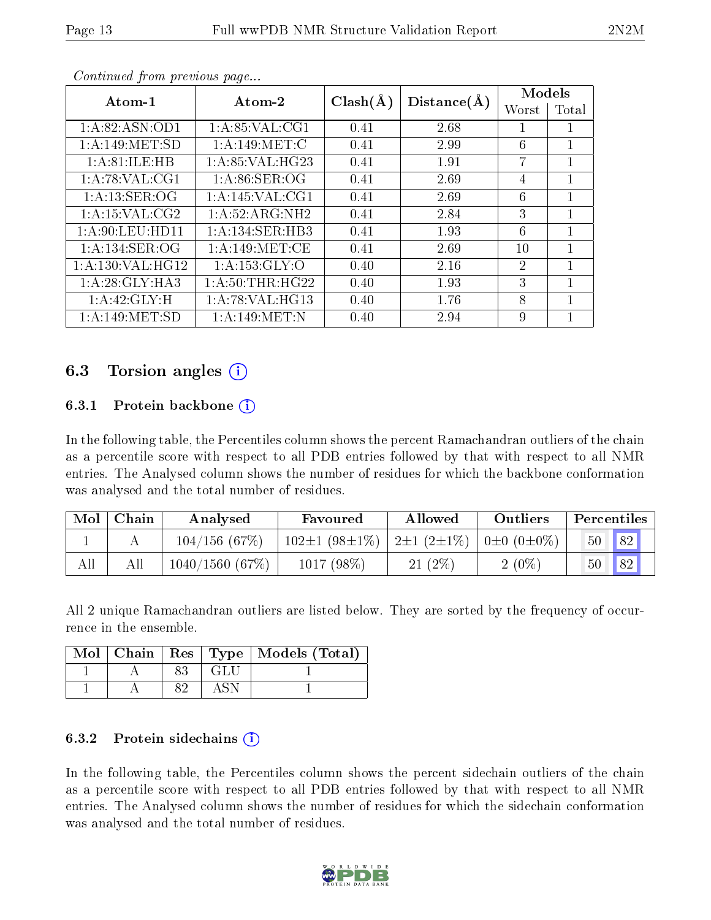*Continued from previous page...*

| Atom-1 | Atom-2 | Clash(Å) | Distance(Å) | Models | |
|---|---|---|---|---|---|
| | | | | Worst | Total |
| 1:A:82:ASN:OD1 | 1:A:85:VAL:CG1 | 0.41 | 2.68 | 1 | 1 |
| 1:A:149:MET:SD | 1:A:149:MET:C | 0.41 | 2.99 | 6 | 1 |
| 1:A:81:ILE:HB | 1:A:85:VAL:HG23 | 0.41 | 1.91 | 7 | 1 |
| 1:A:78:VAL:CG1 | 1:A:86:SER:OG | 0.41 | 2.69 | 4 | 1 |
| 1:A:13:SER:OG | 1:A:145:VAL:CG1 | 0.41 | 2.69 | 6 | 1 |
| 1:A:15:VAL:CG2 | 1:A:52:ARG:NH2 | 0.41 | 2.84 | 3 | 1 |
| 1:A:90:LEU:HD11 | 1:A:134:SER:HB3 | 0.41 | 1.93 | 6 | 1 |
| 1:A:134:SER:OG | 1:A:149:MET:CE | 0.41 | 2.69 | 10 | 1 |
| 1:A:130:VAL:HG12 | 1:A:153:GLY:O | 0.40 | 2.16 | 2 | 1 |
| 1:A:28:GLY:HA3 | 1:A:50:THR:HG22 | 0.40 | 1.93 | 3 | 1 |
| 1:A:42:GLY:H | 1:A:78:VAL:HG13 | 0.40 | 1.76 | 8 | 1 |
| 1:A:149:MET:SD | 1:A:149:MET:N | 0.40 | 2.94 | 9 | 1 |

## 6.3 Torsion angles (i)

### 6.3.1 Protein backbone (i)

In the following table, the Percentiles column shows the percent Ramachandran outliers of the chain as a percentile score with respect to all PDB entries followed by that with respect to all NMR entries. The Analysed column shows the number of residues for which the backbone conformation was analysed and the total number of residues.

| Mol | Chain | Analysed | Favoured | Allowed | Outliers | Percentiles | |
|---|---|---|---|---|---|---|---|
| 1 | A | 104/156 (67%) | 102±1 (98±1%) | 2±1 (2±1%) | 0±0 (0±0%) | 50 | 82 |
| All | All | 1040/1560 (67%) | 1017 (98%) | 21 (2%) | 2 (0%) | 50 | 82 |

All 2 unique Ramachandran outliers are listed below. They are sorted by the frequency of occurrence in the ensemble.

| Mol | Chain | Res | Type | Models (Total) |
|---|---|---|---|---|
| 1 | A | 83 | GLU | 1 |
| 1 | A | 82 | ASN | 1 |

### 6.3.2 Protein sidechains (i)

In the following table, the Percentiles column shows the percent sidechain outliers of the chain as a percentile score with respect to all PDB entries followed by that with respect to all NMR entries. The Analysed column shows the number of residues for which the sidechain conformation was analysed and the total number of residues.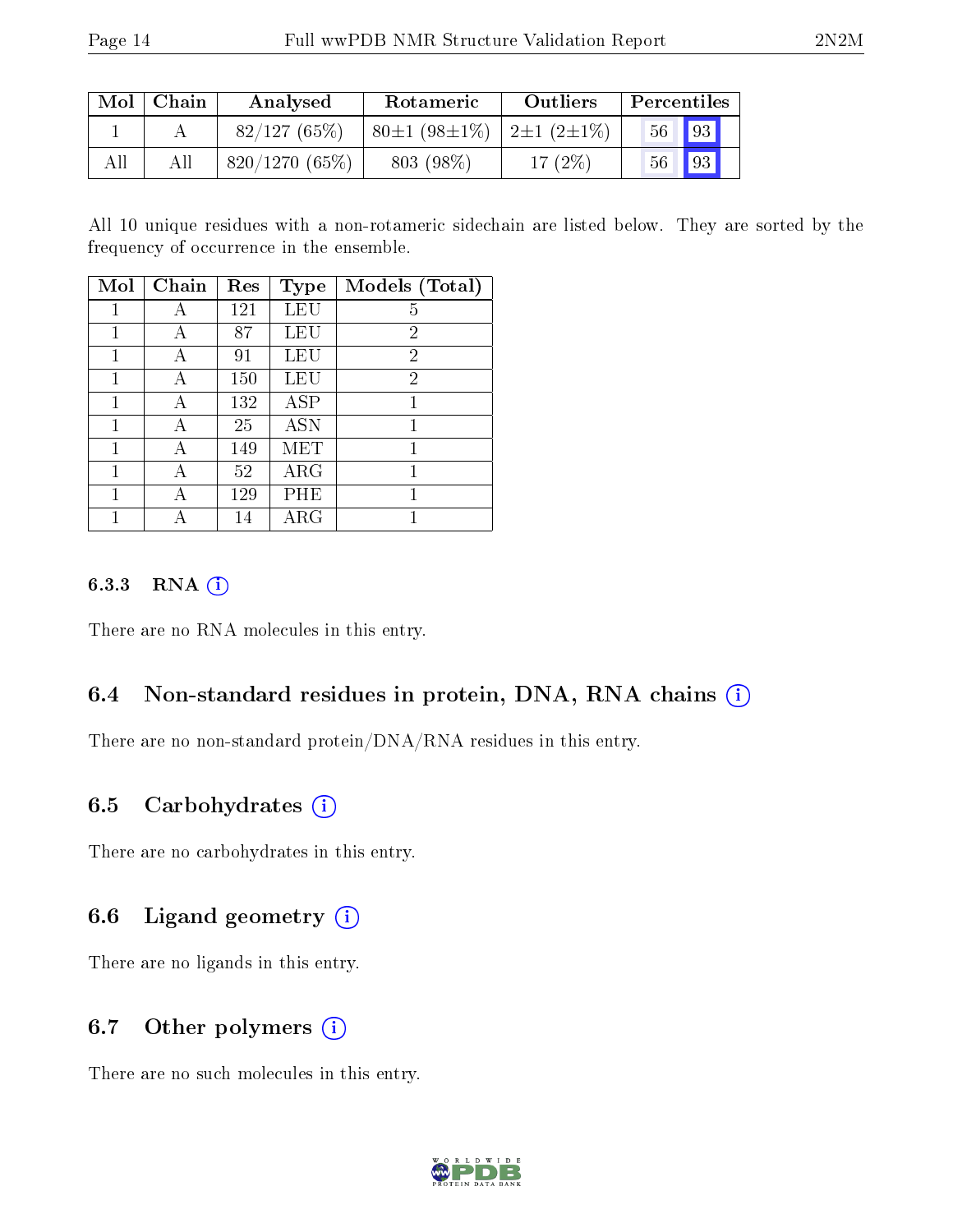| Mol | Chain | Analysed | Rotameric | Outliers | Percentiles | |
|---|---|---|---|---|---|---|
| 1 | A | 82/127 (65%) | 80±1 (98±1%) | 2±1 (2±1%) | 56 | 93 |
| All | All | 820/1270 (65%) | 803 (98%) | 17 (2%) | 56 | 93 |

All 10 unique residues with a non-rotameric sidechain are listed below. They are sorted by the frequency of occurrence in the ensemble.

| Mol | Chain | Res | Type | Models (Total) |
|---|---|---|---|---|
| 1 | A | 121 | LEU | 5 |
| 1 | A | 87 | LEU | 2 |
| 1 | A | 91 | LEU | 2 |
| 1 | A | 150 | LEU | 2 |
| 1 | A | 132 | ASP | 1 |
| 1 | A | 25 | ASN | 1 |
| 1 | A | 149 | MET | 1 |
| 1 | A | 52 | ARG | 1 |
| 1 | A | 129 | PHE | 1 |
| 1 | A | 14 | ARG | 1 |

#### 6.3.3 RNA (i)

There are no RNA molecules in this entry.

### 6.4 Non-standard residues in protein, DNA, RNA chains (i)

There are no non-standard protein/DNA/RNA residues in this entry.

### 6.5 Carbohydrates (i)

There are no carbohydrates in this entry.

### 6.6 Ligand geometry (i)

There are no ligands in this entry.

### 6.7 Other polymers (i)

There are no such molecules in this entry.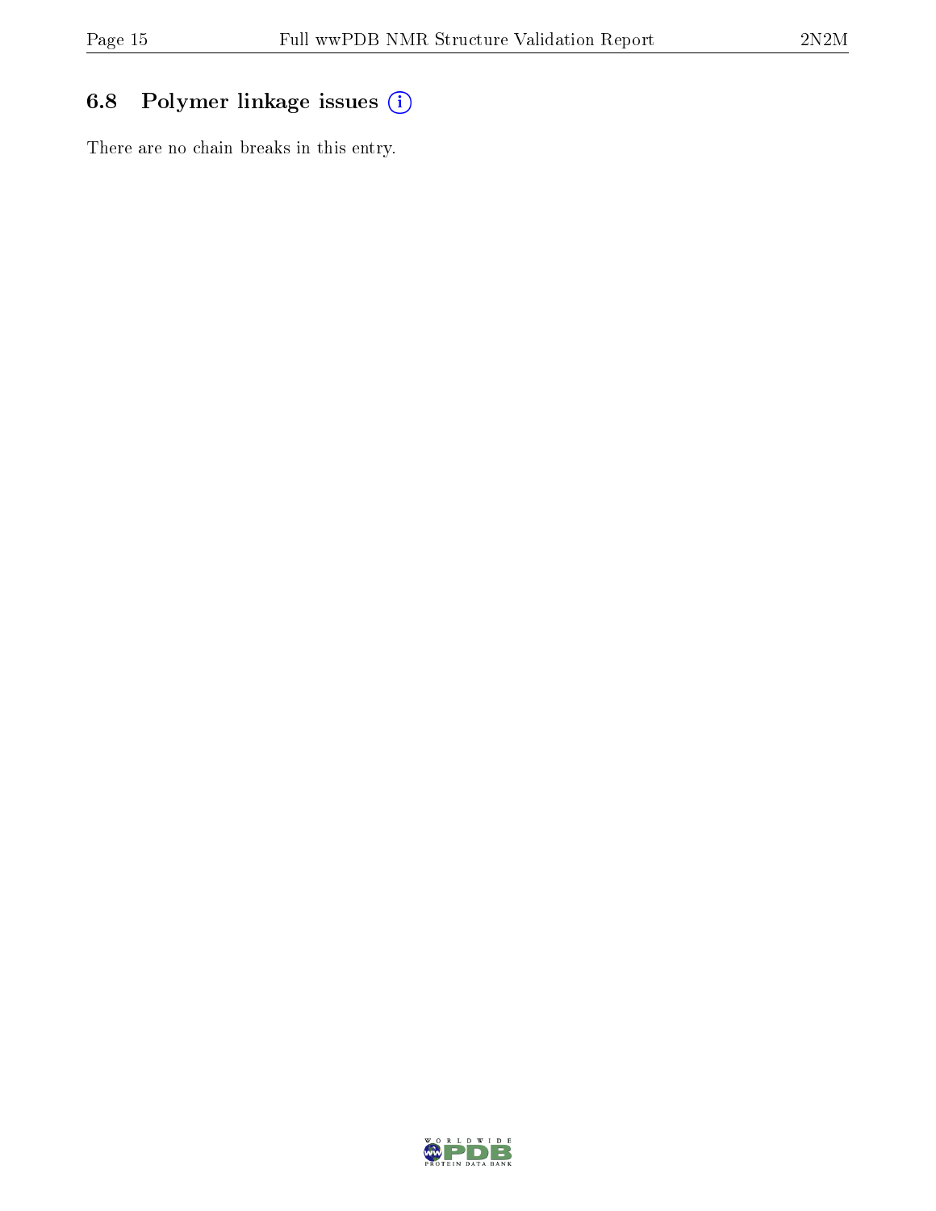### 6.8 Polymer linkage issues (i)

There are no chain breaks in this entry.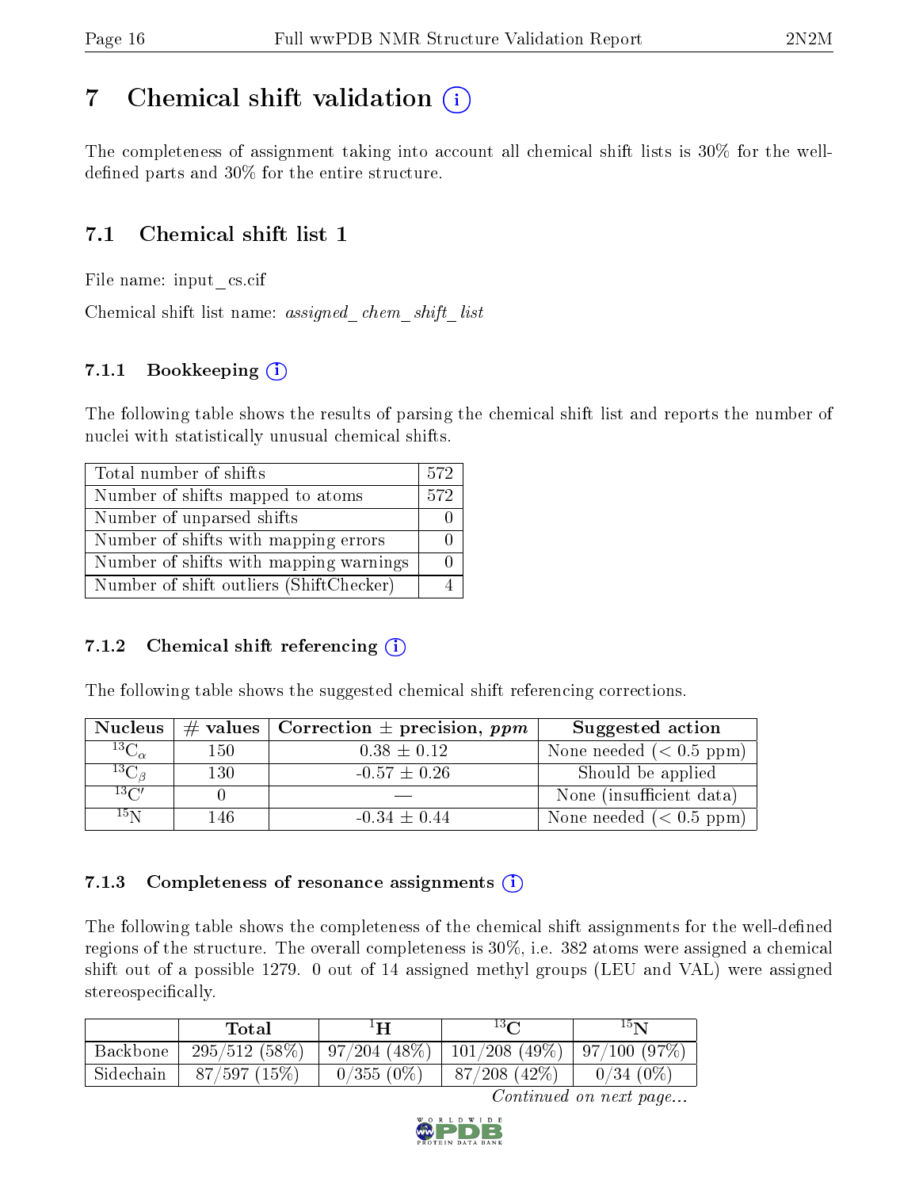# 7 Chemical shift validation (i)

The completeness of assignment taking into account all chemical shift lists is 30% for the well-defined parts and 30% for the entire structure.

## 7.1 Chemical shift list 1

File name: input_cs.cif

Chemical shift list name: *assigned_chem_shift_list*

### 7.1.1 Bookkeeping (i)

The following table shows the results of parsing the chemical shift list and reports the number of nuclei with statistically unusual chemical shifts.

| Total number of shifts | 572 |
|---|---|
| Number of shifts mapped to atoms | 572 |
| Number of unparsed shifts | 0 |
| Number of shifts with mapping errors | 0 |
| Number of shifts with mapping warnings | 0 |
| Number of shift outliers (ShiftChecker) | 4 |

### 7.1.2 Chemical shift referencing (i)

The following table shows the suggested chemical shift referencing corrections.

| Nucleus | # values | Correction ± precision, *ppm* | Suggested action |
|---|---|---|---|
| $^{13}C_{\alpha}$ | 150 | 0.38 ± 0.12 | None needed (< 0.5 ppm) |
| $^{13}C_{\beta}$ | 130 | -0.57 ± 0.26 | Should be applied |
| $^{13}C'$ | 0 | — | None (insufficient data) |
| $^{15}N$ | 146 | -0.34 ± 0.44 | None needed (< 0.5 ppm) |

### 7.1.3 Completeness of resonance assignments (i)

The following table shows the completeness of the chemical shift assignments for the well-defined regions of the structure. The overall completeness is 30%, i.e. 382 atoms were assigned a chemical shift out of a possible 1279. 0 out of 14 assigned methyl groups (LEU and VAL) were assigned stereospecifically.

| | Total | $^{1}H$ | $^{13}C$ | $^{15}N$ |
|---|---|---|---|---|
| Backbone | 295/512 (58%) | 97/204 (48%) | 101/208 (49%) | 97/100 (97%) |
| Sidechain | 87/597 (15%) | 0/355 (0%) | 87/208 (42%) | 0/34 (0%) |

*Continued on next page...*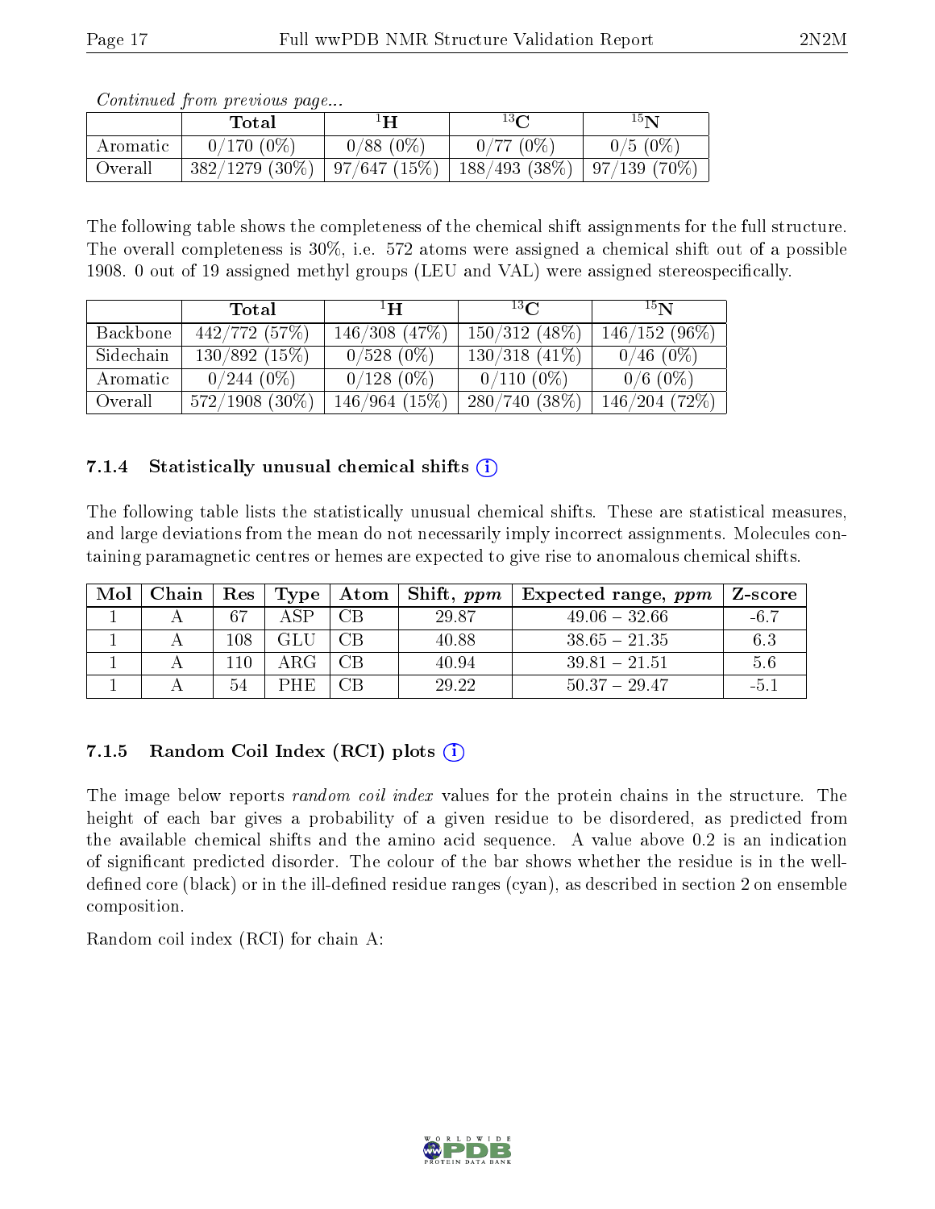*Continued from previous page...*

| | Total | $^{1}$H | $^{13}$C | $^{15}$N |
|---|---|---|---|---|
| Aromatic | 0/170 (0%) | 0/88 (0%) | 0/77 (0%) | 0/5 (0%) |
| Overall | 382/1279 (30%) | 97/647 (15%) | 188/493 (38%) | 97/139 (70%) |

The following table shows the completeness of the chemical shift assignments for the full structure. The overall completeness is 30%, i.e. 572 atoms were assigned a chemical shift out of a possible 1908. 0 out of 19 assigned methyl groups (LEU and VAL) were assigned stereospecifically.

| | Total | $^{1}$H | $^{13}$C | $^{15}$N |
|---|---|---|---|---|
| Backbone | 442/772 (57%) | 146/308 (47%) | 150/312 (48%) | 146/152 (96%) |
| Sidechain | 130/892 (15%) | 0/528 (0%) | 130/318 (41%) | 0/46 (0%) |
| Aromatic | 0/244 (0%) | 0/128 (0%) | 0/110 (0%) | 0/6 (0%) |
| Overall | 572/1908 (30%) | 146/964 (15%) | 280/740 (38%) | 146/204 (72%) |

### 7.1.4 Statistically unusual chemical shifts

The following table lists the statistically unusual chemical shifts. These are statistical measures, and large deviations from the mean do not necessarily imply incorrect assignments. Molecules containing paramagnetic centres or hemes are expected to give rise to anomalous chemical shifts.

| Mol | Chain | Res | Type | Atom | Shift, *ppm* | Expected range, *ppm* | Z-score |
|---|---|---|---|---|---|---|---|
| 1 | A | 67 | ASP | CB | 29.87 | 49.06 – 32.66 | -6.7 |
| 1 | A | 108 | GLU | CB | 40.88 | 38.65 – 21.35 | 6.3 |
| 1 | A | 110 | ARG | CB | 40.94 | 39.81 – 21.51 | 5.6 |
| 1 | A | 54 | PHE | CB | 29.22 | 50.37 – 29.47 | -5.1 |

### 7.1.5 Random Coil Index (RCI) plots

The image below reports *random coil index* values for the protein chains in the structure. The height of each bar gives a probability of a given residue to be disordered, as predicted from the available chemical shifts and the amino acid sequence. A value above 0.2 is an indication of significant predicted disorder. The colour of the bar shows whether the residue is in the well-defined core (black) or in the ill-defined residue ranges (cyan), as described in section 2 on ensemble composition.

Random coil index (RCI) for chain A: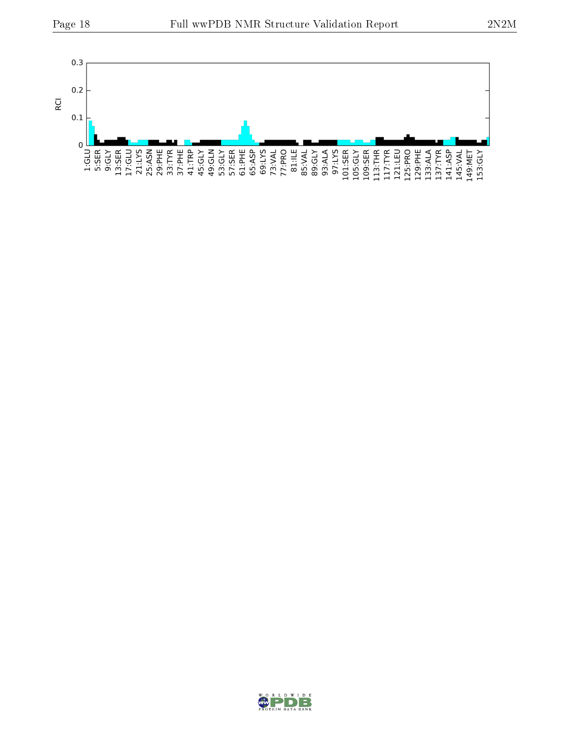RCI

0.3
0.2
0.1
0

1:GLU
5:SER
9:GLY
13:SER
17:GLU
21:LYS
25:ASN
29:PHE
33:TYR
37:PHE
41:TRP
45:GLY
49:GLN
53:GLY
57:SER
61:PHE
65:ASP
69:LYS
73:VAL
77:PRO
81:ILE
85:VAL
89:GLY
93:ALA
97:LYS
101:SER
105:GLY
109:SER
113:THR
117:TYR
121:LEU
125:PRO
129:PHE
133:ALA
137:TYR
141:ASP
145:VAL
149:MET
153:GLY